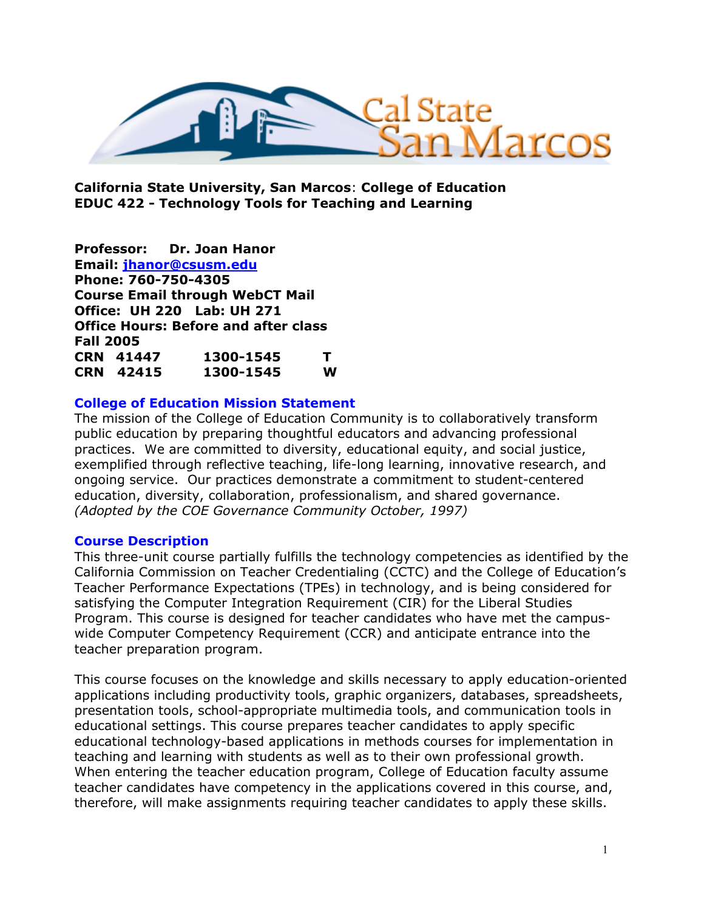**California State University, San Marcos**: **College of Education**
**EDUC 422 - Technology Tools for Teaching and Learning**

**Professor: Dr. Joan Hanor**
**Email: jhanor@csusm.edu**
**Phone: 760-750-4305**
**Course Email through WebCT Mail**
**Office: UH 220 Lab: UH 271**
**Office Hours: Before and after class**
**Fall 2005**

| | | |
|---|---|---|
| **CRN 41447** | **1300-1545** | **T** |
| **CRN 42415** | **1300-1545** | **W** |

## College of Education Mission Statement

The mission of the College of Education Community is to collaboratively transform public education by preparing thoughtful educators and advancing professional practices. We are committed to diversity, educational equity, and social justice, exemplified through reflective teaching, life-long learning, innovative research, and ongoing service. Our practices demonstrate a commitment to student-centered education, diversity, collaboration, professionalism, and shared governance. *(Adopted by the COE Governance Community October, 1997)*

## Course Description

This three-unit course partially fulfills the technology competencies as identified by the California Commission on Teacher Credentialing (CCTC) and the College of Education's Teacher Performance Expectations (TPEs) in technology, and is being considered for satisfying the Computer Integration Requirement (CIR) for the Liberal Studies Program. This course is designed for teacher candidates who have met the campus-wide Computer Competency Requirement (CCR) and anticipate entrance into the teacher preparation program.

This course focuses on the knowledge and skills necessary to apply education-oriented applications including productivity tools, graphic organizers, databases, spreadsheets, presentation tools, school-appropriate multimedia tools, and communication tools in educational settings. This course prepares teacher candidates to apply specific educational technology-based applications in methods courses for implementation in teaching and learning with students as well as to their own professional growth. When entering the teacher education program, College of Education faculty assume teacher candidates have competency in the applications covered in this course, and, therefore, will make assignments requiring teacher candidates to apply these skills.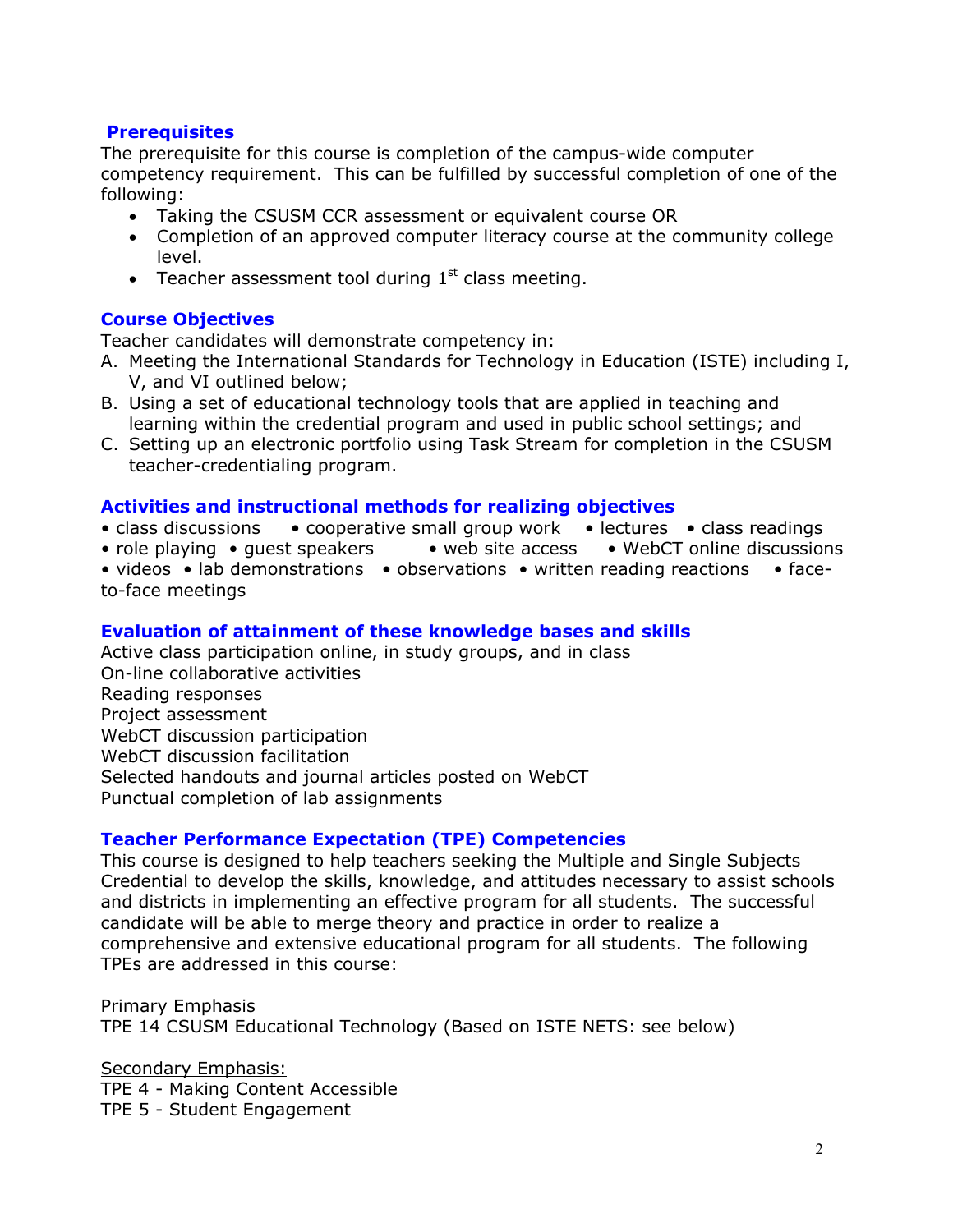## Prerequisites

The prerequisite for this course is completion of the campus-wide computer competency requirement. This can be fulfilled by successful completion of one of the following:

- Taking the CSUSM CCR assessment or equivalent course OR
- Completion of an approved computer literacy course at the community college level.
- Teacher assessment tool during 1st class meeting.

## Course Objectives

Teacher candidates will demonstrate competency in:

A. Meeting the International Standards for Technology in Education (ISTE) including I, V, and VI outlined below;
B. Using a set of educational technology tools that are applied in teaching and learning within the credential program and used in public school settings; and
C. Setting up an electronic portfolio using Task Stream for completion in the CSUSM teacher-credentialing program.

## Activities and instructional methods for realizing objectives

• class discussions • cooperative small group work • lectures • class readings • role playing • guest speakers • web site access • WebCT online discussions • videos • lab demonstrations • observations • written reading reactions • face-to-face meetings

## Evaluation of attainment of these knowledge bases and skills

Active class participation online, in study groups, and in class
On-line collaborative activities
Reading responses
Project assessment
WebCT discussion participation
WebCT discussion facilitation
Selected handouts and journal articles posted on WebCT
Punctual completion of lab assignments

## Teacher Performance Expectation (TPE) Competencies

This course is designed to help teachers seeking the Multiple and Single Subjects Credential to develop the skills, knowledge, and attitudes necessary to assist schools and districts in implementing an effective program for all students. The successful candidate will be able to merge theory and practice in order to realize a comprehensive and extensive educational program for all students. The following TPEs are addressed in this course:

Primary Emphasis
TPE 14 CSUSM Educational Technology (Based on ISTE NETS: see below)

Secondary Emphasis:
TPE 4 - Making Content Accessible
TPE 5 - Student Engagement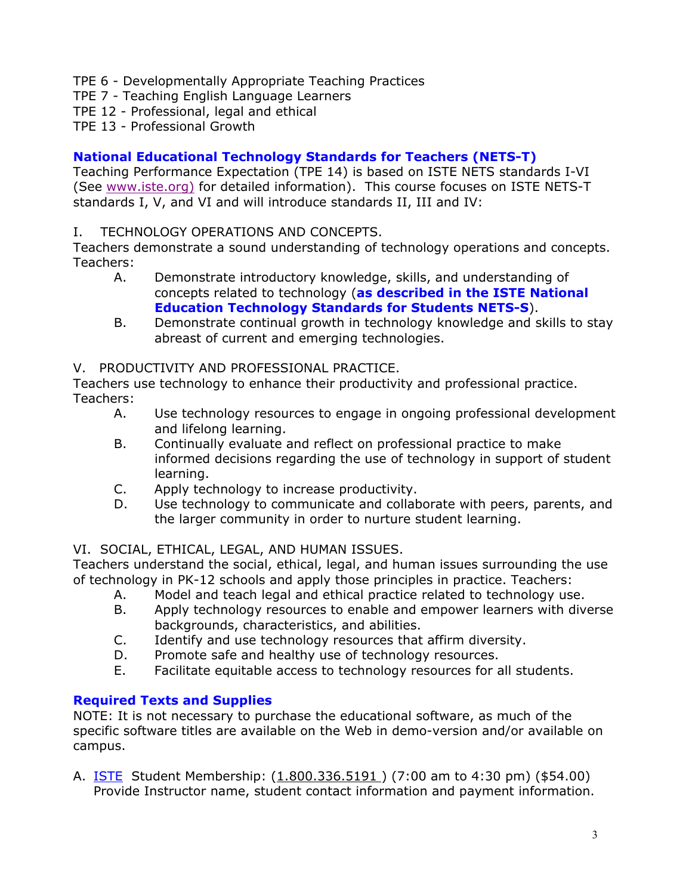TPE 6 - Developmentally Appropriate Teaching Practices
TPE 7 - Teaching English Language Learners
TPE 12 - Professional, legal and ethical
TPE 13 - Professional Growth

## National Educational Technology Standards for Teachers (NETS-T)

Teaching Performance Expectation (TPE 14) is based on ISTE NETS standards I-VI (See www.iste.org) for detailed information). This course focuses on ISTE NETS-T standards I, V, and VI and will introduce standards II, III and IV:

I. TECHNOLOGY OPERATIONS AND CONCEPTS.
Teachers demonstrate a sound understanding of technology operations and concepts. Teachers:

- A. Demonstrate introductory knowledge, skills, and understanding of concepts related to technology (**as described in the ISTE National Education Technology Standards for Students NETS-S**).
- B. Demonstrate continual growth in technology knowledge and skills to stay abreast of current and emerging technologies.

V. PRODUCTIVITY AND PROFESSIONAL PRACTICE.
Teachers use technology to enhance their productivity and professional practice. Teachers:

- A. Use technology resources to engage in ongoing professional development and lifelong learning.
- B. Continually evaluate and reflect on professional practice to make informed decisions regarding the use of technology in support of student learning.
- C. Apply technology to increase productivity.
- D. Use technology to communicate and collaborate with peers, parents, and the larger community in order to nurture student learning.

VI. SOCIAL, ETHICAL, LEGAL, AND HUMAN ISSUES.
Teachers understand the social, ethical, legal, and human issues surrounding the use of technology in PK-12 schools and apply those principles in practice. Teachers:

- A. Model and teach legal and ethical practice related to technology use.
- B. Apply technology resources to enable and empower learners with diverse backgrounds, characteristics, and abilities.
- C. Identify and use technology resources that affirm diversity.
- D. Promote safe and healthy use of technology resources.
- E. Facilitate equitable access to technology resources for all students.

## Required Texts and Supplies

NOTE: It is not necessary to purchase the educational software, as much of the specific software titles are available on the Web in demo-version and/or available on campus.

A. ISTE Student Membership: (1.800.336.5191 ) (7:00 am to 4:30 pm) ($54.00) Provide Instructor name, student contact information and payment information.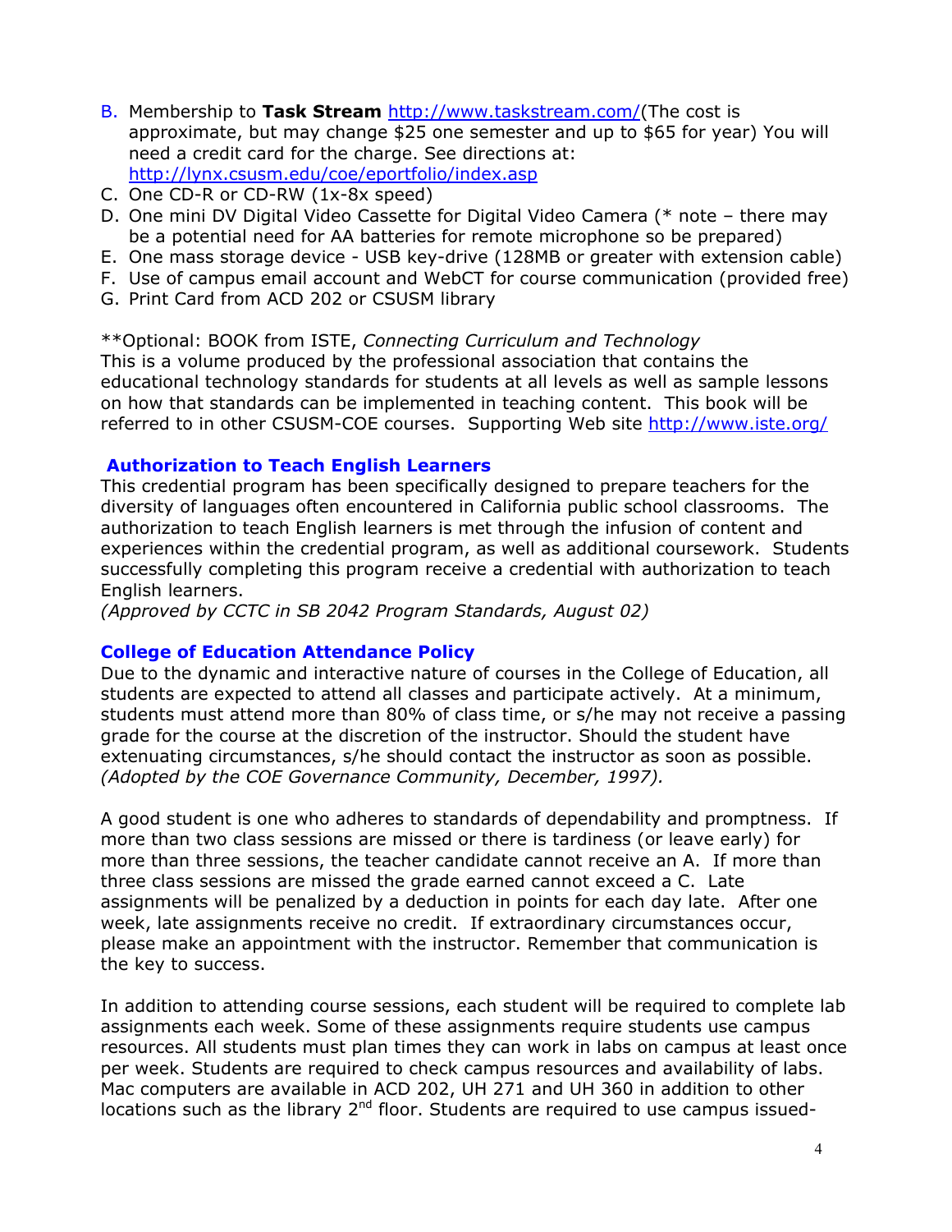B. Membership to **Task Stream** http://www.taskstream.com/(The cost is approximate, but may change $25 one semester and up to $65 for year) You will need a credit card for the charge. See directions at: http://lynx.csusm.edu/coe/eportfolio/index.asp
C. One CD-R or CD-RW (1x-8x speed)
D. One mini DV Digital Video Cassette for Digital Video Camera (* note – there may be a potential need for AA batteries for remote microphone so be prepared)
E. One mass storage device - USB key-drive (128MB or greater with extension cable)
F. Use of campus email account and WebCT for course communication (provided free)
G. Print Card from ACD 202 or CSUSM library

**Optional: BOOK from ISTE, *Connecting Curriculum and Technology*
This is a volume produced by the professional association that contains the educational technology standards for students at all levels as well as sample lessons on how that standards can be implemented in teaching content. This book will be referred to in other CSUSM-COE courses. Supporting Web site http://www.iste.org/

### Authorization to Teach English Learners

This credential program has been specifically designed to prepare teachers for the diversity of languages often encountered in California public school classrooms. The authorization to teach English learners is met through the infusion of content and experiences within the credential program, as well as additional coursework. Students successfully completing this program receive a credential with authorization to teach English learners.
*(Approved by CCTC in SB 2042 Program Standards, August 02)*

### College of Education Attendance Policy

Due to the dynamic and interactive nature of courses in the College of Education, all students are expected to attend all classes and participate actively. At a minimum, students must attend more than 80% of class time, or s/he may not receive a passing grade for the course at the discretion of the instructor. Should the student have extenuating circumstances, s/he should contact the instructor as soon as possible. *(Adopted by the COE Governance Community, December, 1997).*

A good student is one who adheres to standards of dependability and promptness. If more than two class sessions are missed or there is tardiness (or leave early) for more than three sessions, the teacher candidate cannot receive an A. If more than three class sessions are missed the grade earned cannot exceed a C. Late assignments will be penalized by a deduction in points for each day late. After one week, late assignments receive no credit. If extraordinary circumstances occur, please make an appointment with the instructor. Remember that communication is the key to success.

In addition to attending course sessions, each student will be required to complete lab assignments each week. Some of these assignments require students use campus resources. All students must plan times they can work in labs on campus at least once per week. Students are required to check campus resources and availability of labs. Mac computers are available in ACD 202, UH 271 and UH 360 in addition to other locations such as the library 2nd floor. Students are required to use campus issued-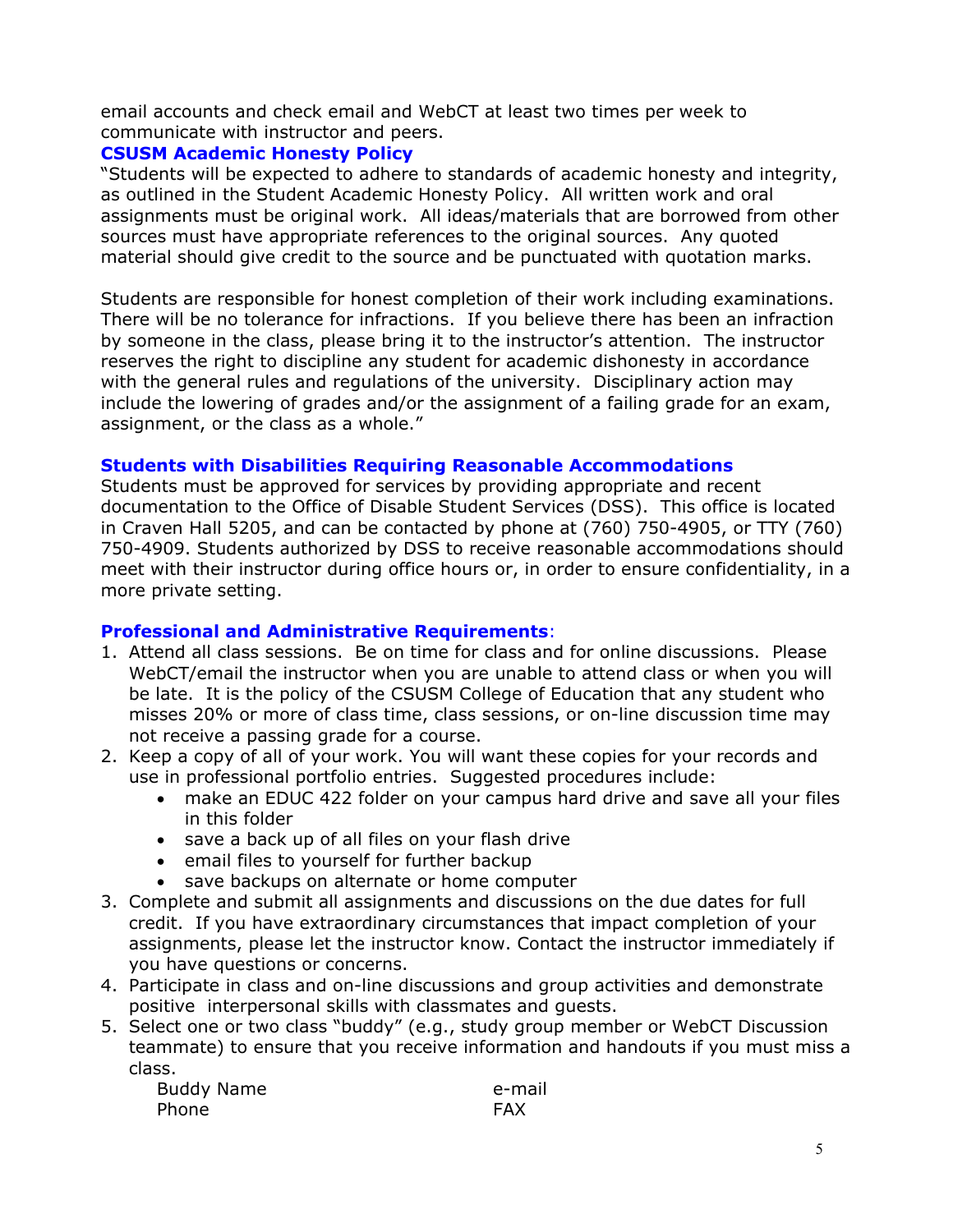email accounts and check email and WebCT at least two times per week to communicate with instructor and peers.

### CSUSM Academic Honesty Policy

"Students will be expected to adhere to standards of academic honesty and integrity, as outlined in the Student Academic Honesty Policy. All written work and oral assignments must be original work. All ideas/materials that are borrowed from other sources must have appropriate references to the original sources. Any quoted material should give credit to the source and be punctuated with quotation marks.

Students are responsible for honest completion of their work including examinations. There will be no tolerance for infractions. If you believe there has been an infraction by someone in the class, please bring it to the instructor's attention. The instructor reserves the right to discipline any student for academic dishonesty in accordance with the general rules and regulations of the university. Disciplinary action may include the lowering of grades and/or the assignment of a failing grade for an exam, assignment, or the class as a whole."

### Students with Disabilities Requiring Reasonable Accommodations

Students must be approved for services by providing appropriate and recent documentation to the Office of Disable Student Services (DSS). This office is located in Craven Hall 5205, and can be contacted by phone at (760) 750-4905, or TTY (760) 750-4909. Students authorized by DSS to receive reasonable accommodations should meet with their instructor during office hours or, in order to ensure confidentiality, in a more private setting.

### Professional and Administrative Requirements:

1. Attend all class sessions. Be on time for class and for online discussions. Please WebCT/email the instructor when you are unable to attend class or when you will be late. It is the policy of the CSUSM College of Education that any student who misses 20% or more of class time, class sessions, or on-line discussion time may not receive a passing grade for a course.
2. Keep a copy of all of your work. You will want these copies for your records and use in professional portfolio entries. Suggested procedures include:
   - make an EDUC 422 folder on your campus hard drive and save all your files in this folder
   - save a back up of all files on your flash drive
   - email files to yourself for further backup
   - save backups on alternate or home computer
3. Complete and submit all assignments and discussions on the due dates for full credit. If you have extraordinary circumstances that impact completion of your assignments, please let the instructor know. Contact the instructor immediately if you have questions or concerns.
4. Participate in class and on-line discussions and group activities and demonstrate positive interpersonal skills with classmates and guests.
5. Select one or two class "buddy" (e.g., study group member or WebCT Discussion teammate) to ensure that you receive information and handouts if you must miss a class.

| Buddy Name | e-mail |
|---|---|
| Phone | FAX |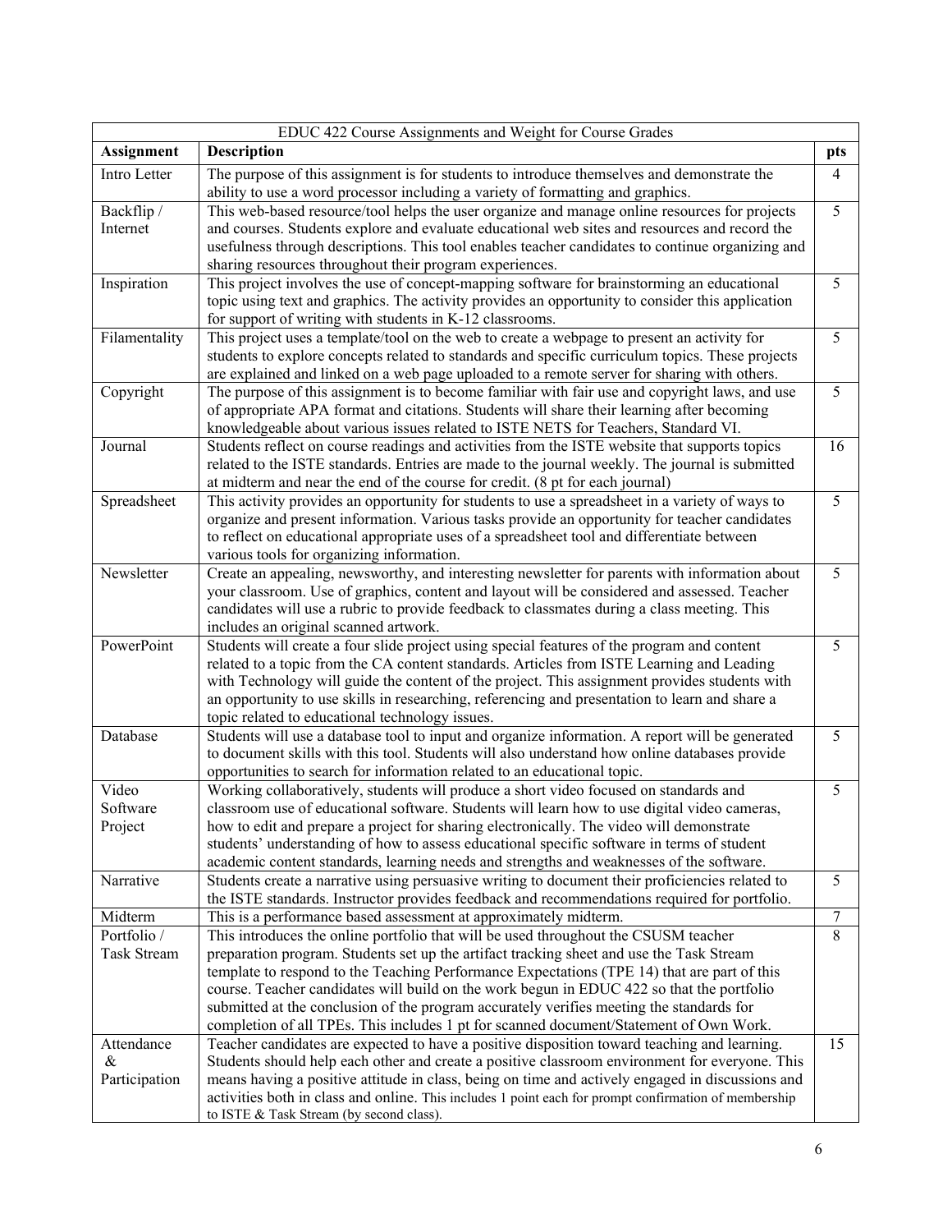| EDUC 422 Course Assignments and Weight for Course Grades | | |
|---|---|---|
| **Assignment** | **Description** | **pts** |
| Intro Letter | The purpose of this assignment is for students to introduce themselves and demonstrate the ability to use a word processor including a variety of formatting and graphics. | 4 |
| Backflip / Internet | This web-based resource/tool helps the user organize and manage online resources for projects and courses. Students explore and evaluate educational web sites and resources and record the usefulness through descriptions. This tool enables teacher candidates to continue organizing and sharing resources throughout their program experiences. | 5 |
| Inspiration | This project involves the use of concept-mapping software for brainstorming an educational topic using text and graphics. The activity provides an opportunity to consider this application for support of writing with students in K-12 classrooms. | 5 |
| Filamentality | This project uses a template/tool on the web to create a webpage to present an activity for students to explore concepts related to standards and specific curriculum topics. These projects are explained and linked on a web page uploaded to a remote server for sharing with others. | 5 |
| Copyright | The purpose of this assignment is to become familiar with fair use and copyright laws, and use of appropriate APA format and citations. Students will share their learning after becoming knowledgeable about various issues related to ISTE NETS for Teachers, Standard VI. | 5 |
| Journal | Students reflect on course readings and activities from the ISTE website that supports topics related to the ISTE standards. Entries are made to the journal weekly. The journal is submitted at midterm and near the end of the course for credit. (8 pt for each journal) | 16 |
| Spreadsheet | This activity provides an opportunity for students to use a spreadsheet in a variety of ways to organize and present information. Various tasks provide an opportunity for teacher candidates to reflect on educational appropriate uses of a spreadsheet tool and differentiate between various tools for organizing information. | 5 |
| Newsletter | Create an appealing, newsworthy, and interesting newsletter for parents with information about your classroom. Use of graphics, content and layout will be considered and assessed. Teacher candidates will use a rubric to provide feedback to classmates during a class meeting. This includes an original scanned artwork. | 5 |
| PowerPoint | Students will create a four slide project using special features of the program and content related to a topic from the CA content standards. Articles from ISTE Learning and Leading with Technology will guide the content of the project. This assignment provides students with an opportunity to use skills in researching, referencing and presentation to learn and share a topic related to educational technology issues. | 5 |
| Database | Students will use a database tool to input and organize information. A report will be generated to document skills with this tool. Students will also understand how online databases provide opportunities to search for information related to an educational topic. | 5 |
| Video Software Project | Working collaboratively, students will produce a short video focused on standards and classroom use of educational software. Students will learn how to use digital video cameras, how to edit and prepare a project for sharing electronically. The video will demonstrate students' understanding of how to assess educational specific software in terms of student academic content standards, learning needs and strengths and weaknesses of the software. | 5 |
| Narrative | Students create a narrative using persuasive writing to document their proficiencies related to the ISTE standards. Instructor provides feedback and recommendations required for portfolio. | 5 |
| Midterm | This is a performance based assessment at approximately midterm. | 7 |
| Portfolio / Task Stream | This introduces the online portfolio that will be used throughout the CSUSM teacher preparation program. Students set up the artifact tracking sheet and use the Task Stream template to respond to the Teaching Performance Expectations (TPE 14) that are part of this course. Teacher candidates will build on the work begun in EDUC 422 so that the portfolio submitted at the conclusion of the program accurately verifies meeting the standards for completion of all TPEs. This includes 1 pt for scanned document/Statement of Own Work. | 8 |
| Attendance & Participation | Teacher candidates are expected to have a positive disposition toward teaching and learning. Students should help each other and create a positive classroom environment for everyone. This means having a positive attitude in class, being on time and actively engaged in discussions and activities both in class and online. This includes 1 point each for prompt confirmation of membership to ISTE & Task Stream (by second class). | 15 |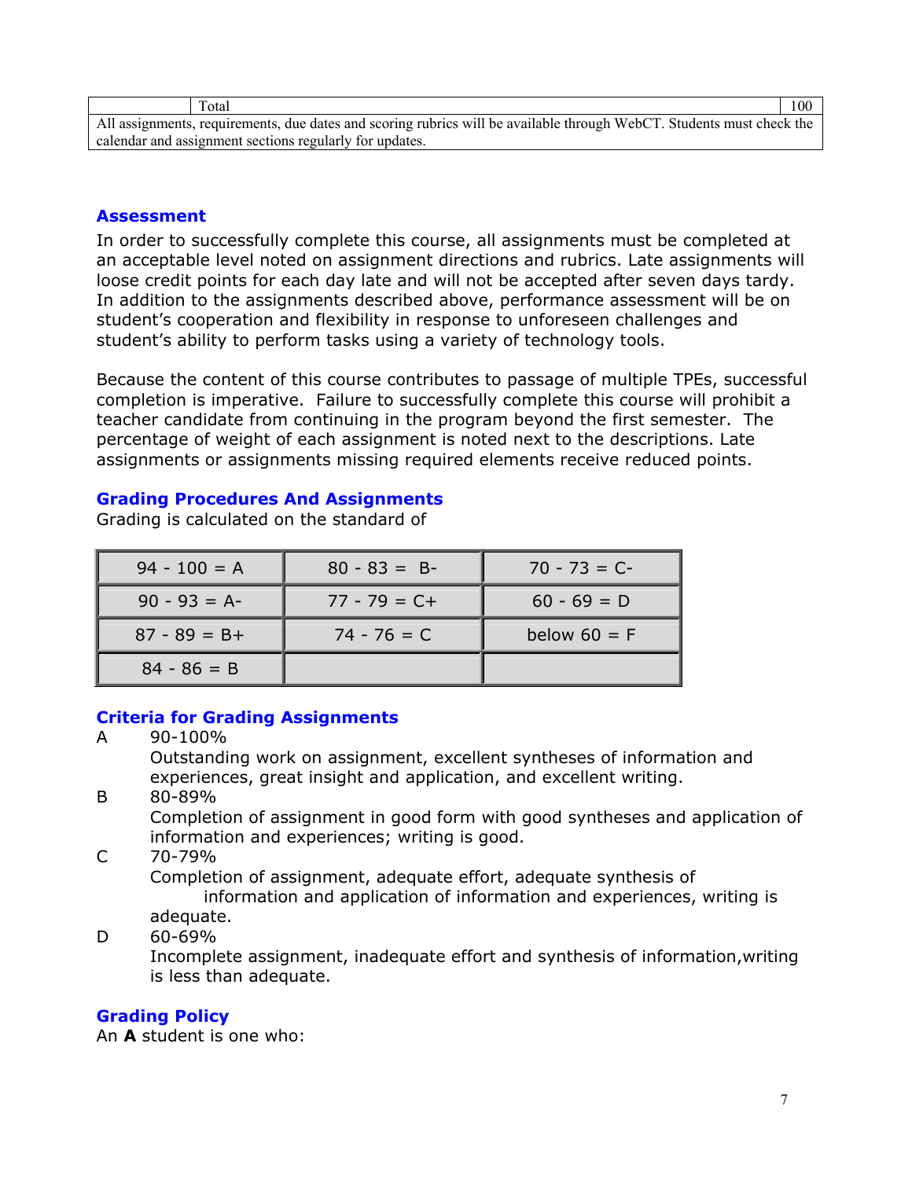|  | Total | 100 |
|---|---|---|
| All assignments, requirements, due dates and scoring rubrics will be available through WebCT. Students must check the calendar and assignment sections regularly for updates. | | |

## Assessment

In order to successfully complete this course, all assignments must be completed at an acceptable level noted on assignment directions and rubrics. Late assignments will loose credit points for each day late and will not be accepted after seven days tardy. In addition to the assignments described above, performance assessment will be on student's cooperation and flexibility in response to unforeseen challenges and student's ability to perform tasks using a variety of technology tools.

Because the content of this course contributes to passage of multiple TPEs, successful completion is imperative. Failure to successfully complete this course will prohibit a teacher candidate from continuing in the program beyond the first semester. The percentage of weight of each assignment is noted next to the descriptions. Late assignments or assignments missing required elements receive reduced points.

## Grading Procedures And Assignments

Grading is calculated on the standard of

| | | |
|---|---|---|
| 94 - 100 = A | 80 - 83 = B- | 70 - 73 = C- |
| 90 - 93 = A- | 77 - 79 = C+ | 60 - 69 = D |
| 87 - 89 = B+ | 74 - 76 = C | below 60 = F |
| 84 - 86 = B | | |

## Criteria for Grading Assignments

A 90-100%
Outstanding work on assignment, excellent syntheses of information and experiences, great insight and application, and excellent writing.

B 80-89%
Completion of assignment in good form with good syntheses and application of information and experiences; writing is good.

C 70-79%
Completion of assignment, adequate effort, adequate synthesis of information and application of information and experiences, writing is adequate.

D 60-69%
Incomplete assignment, inadequate effort and synthesis of information,writing is less than adequate.

## Grading Policy

An **A** student is one who: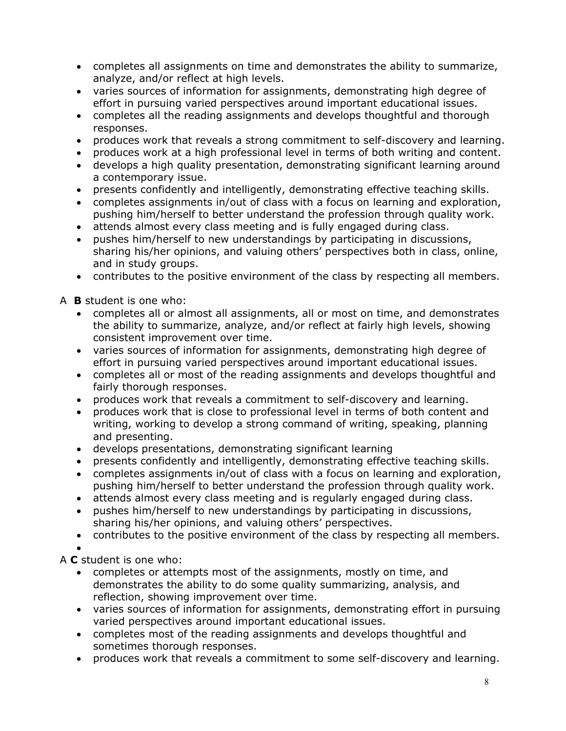- completes all assignments on time and demonstrates the ability to summarize, analyze, and/or reflect at high levels.
- varies sources of information for assignments, demonstrating high degree of effort in pursuing varied perspectives around important educational issues.
- completes all the reading assignments and develops thoughtful and thorough responses.
- produces work that reveals a strong commitment to self-discovery and learning.
- produces work at a high professional level in terms of both writing and content.
- develops a high quality presentation, demonstrating significant learning around a contemporary issue.
- presents confidently and intelligently, demonstrating effective teaching skills.
- completes assignments in/out of class with a focus on learning and exploration, pushing him/herself to better understand the profession through quality work.
- attends almost every class meeting and is fully engaged during class.
- pushes him/herself to new understandings by participating in discussions, sharing his/her opinions, and valuing others' perspectives both in class, online, and in study groups.
- contributes to the positive environment of the class by respecting all members.

A **B** student is one who:

- completes all or almost all assignments, all or most on time, and demonstrates the ability to summarize, analyze, and/or reflect at fairly high levels, showing consistent improvement over time.
- varies sources of information for assignments, demonstrating high degree of effort in pursuing varied perspectives around important educational issues.
- completes all or most of the reading assignments and develops thoughtful and fairly thorough responses.
- produces work that reveals a commitment to self-discovery and learning.
- produces work that is close to professional level in terms of both content and writing, working to develop a strong command of writing, speaking, planning and presenting.
- develops presentations, demonstrating significant learning
- presents confidently and intelligently, demonstrating effective teaching skills.
- completes assignments in/out of class with a focus on learning and exploration, pushing him/herself to better understand the profession through quality work.
- attends almost every class meeting and is regularly engaged during class.
- pushes him/herself to new understandings by participating in discussions, sharing his/her opinions, and valuing others' perspectives.
- contributes to the positive environment of the class by respecting all members.

A **C** student is one who:

- completes or attempts most of the assignments, mostly on time, and demonstrates the ability to do some quality summarizing, analysis, and reflection, showing improvement over time.
- varies sources of information for assignments, demonstrating effort in pursuing varied perspectives around important educational issues.
- completes most of the reading assignments and develops thoughtful and sometimes thorough responses.
- produces work that reveals a commitment to some self-discovery and learning.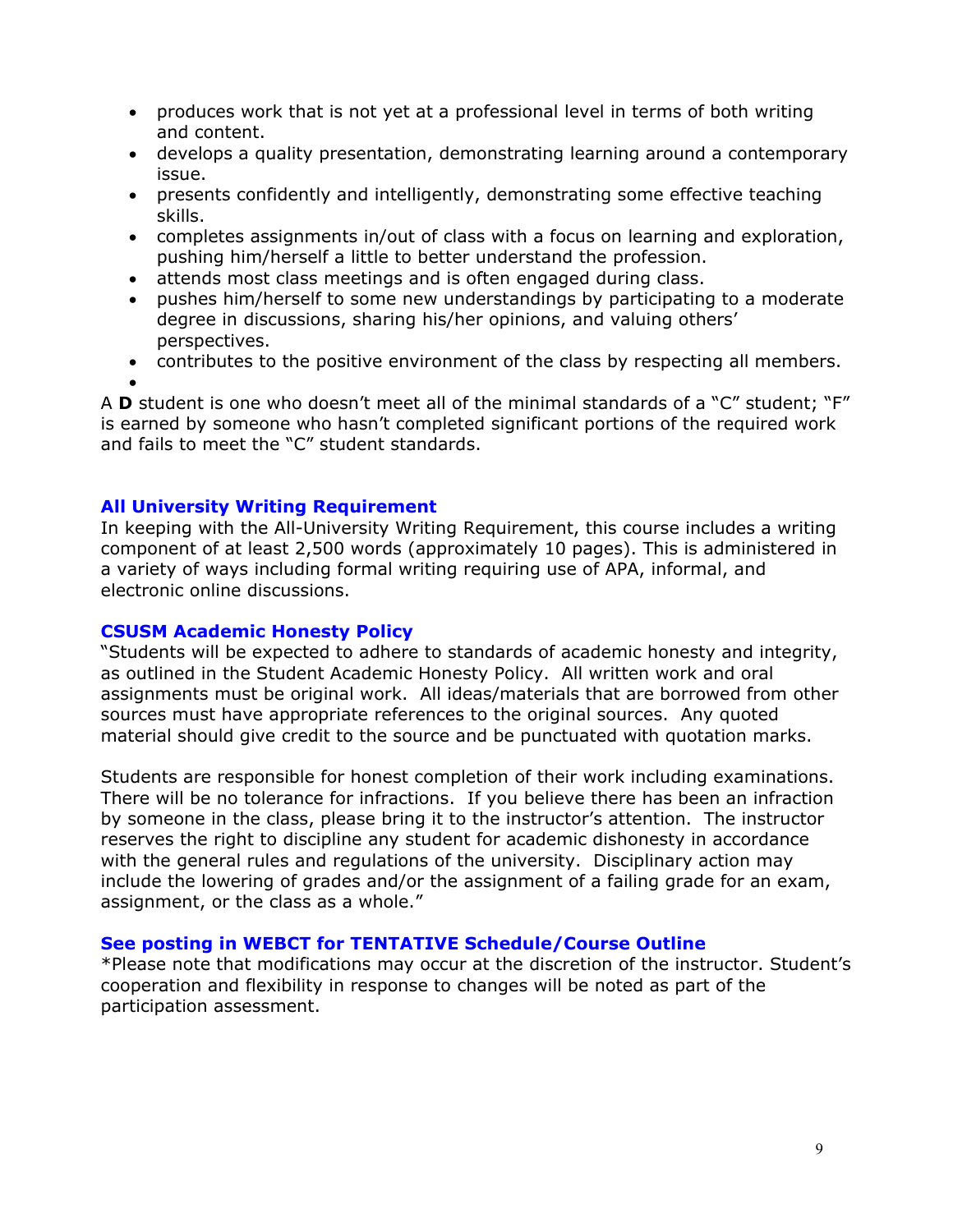- produces work that is not yet at a professional level in terms of both writing and content.
- develops a quality presentation, demonstrating learning around a contemporary issue.
- presents confidently and intelligently, demonstrating some effective teaching skills.
- completes assignments in/out of class with a focus on learning and exploration, pushing him/herself a little to better understand the profession.
- attends most class meetings and is often engaged during class.
- pushes him/herself to some new understandings by participating to a moderate degree in discussions, sharing his/her opinions, and valuing others' perspectives.
- contributes to the positive environment of the class by respecting all members.

A **D** student is one who doesn't meet all of the minimal standards of a "C" student; "F" is earned by someone who hasn't completed significant portions of the required work and fails to meet the "C" student standards.

### All University Writing Requirement

In keeping with the All-University Writing Requirement, this course includes a writing component of at least 2,500 words (approximately 10 pages). This is administered in a variety of ways including formal writing requiring use of APA, informal, and electronic online discussions.

### CSUSM Academic Honesty Policy

"Students will be expected to adhere to standards of academic honesty and integrity, as outlined in the Student Academic Honesty Policy. All written work and oral assignments must be original work. All ideas/materials that are borrowed from other sources must have appropriate references to the original sources. Any quoted material should give credit to the source and be punctuated with quotation marks.

Students are responsible for honest completion of their work including examinations. There will be no tolerance for infractions. If you believe there has been an infraction by someone in the class, please bring it to the instructor's attention. The instructor reserves the right to discipline any student for academic dishonesty in accordance with the general rules and regulations of the university. Disciplinary action may include the lowering of grades and/or the assignment of a failing grade for an exam, assignment, or the class as a whole."

### See posting in WEBCT for TENTATIVE Schedule/Course Outline

*Please note that modifications may occur at the discretion of the instructor. Student's cooperation and flexibility in response to changes will be noted as part of the participation assessment.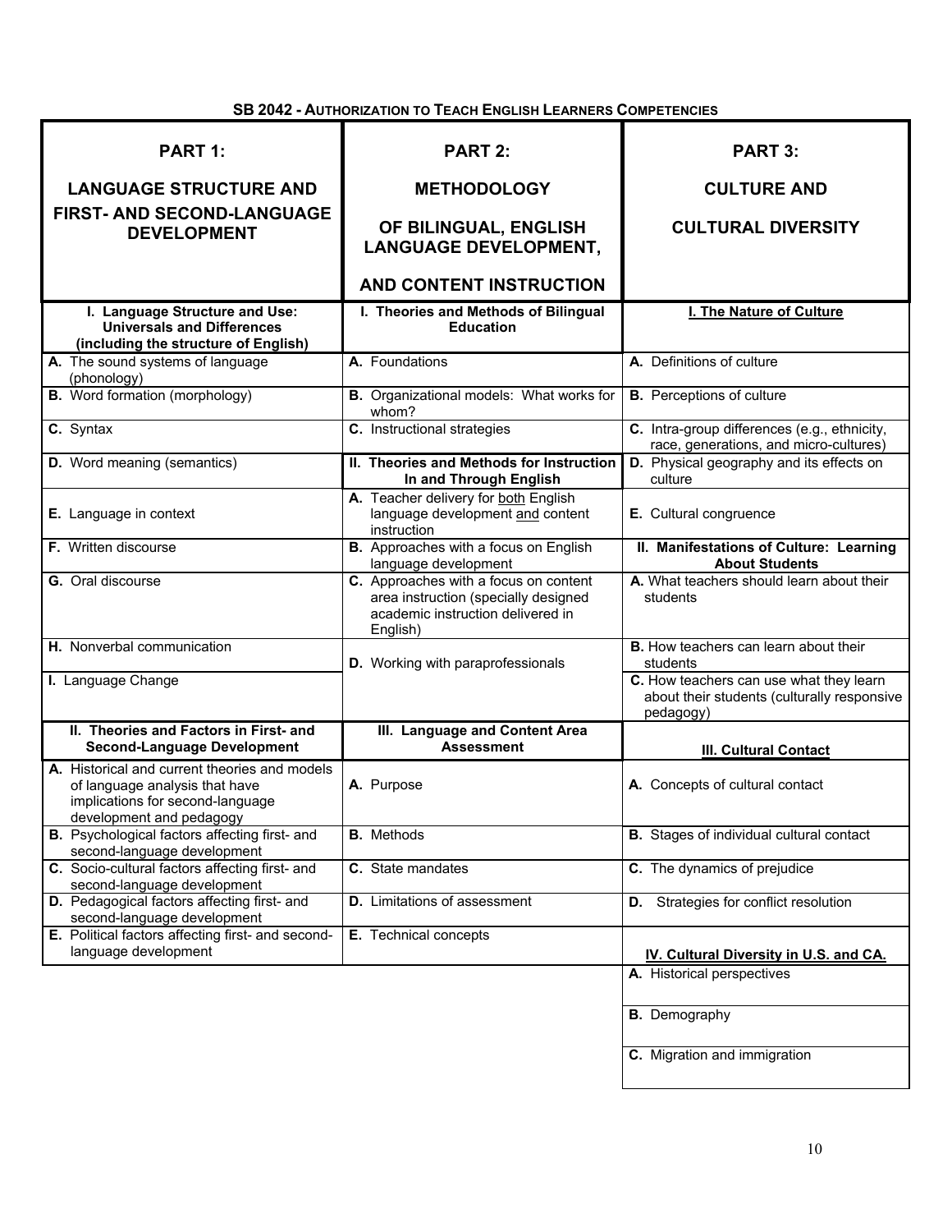**SB 2042 - AUTHORIZATION TO TEACH ENGLISH LEARNERS COMPETENCIES**

| PART 1: LANGUAGE STRUCTURE AND FIRST- AND SECOND-LANGUAGE DEVELOPMENT | PART 2: METHODOLOGY OF BILINGUAL, ENGLISH LANGUAGE DEVELOPMENT, AND CONTENT INSTRUCTION | PART 3: CULTURE AND CULTURAL DIVERSITY |
|---|---|---|
| **I. Language Structure and Use: Universals and Differences (including the structure of English)** | **I. Theories and Methods of Bilingual Education** | **I. The Nature of Culture** |
| **A.** The sound systems of language (phonology) | **A.** Foundations | **A.** Definitions of culture |
| **B.** Word formation (morphology) | **B.** Organizational models: What works for whom? | **B.** Perceptions of culture |
| **C.** Syntax | **C.** Instructional strategies | **C.** Intra-group differences (e.g., ethnicity, race, generations, and micro-cultures) |
| **D.** Word meaning (semantics) | **II. Theories and Methods for Instruction In and Through English** | **D.** Physical geography and its effects on culture |
| **E.** Language in context | **A.** Teacher delivery for both English language development and content instruction | **E.** Cultural congruence |
| **F.** Written discourse | **B.** Approaches with a focus on English language development | **II. Manifestations of Culture: Learning About Students** |
| **G.** Oral discourse | **C.** Approaches with a focus on content area instruction (specially designed academic instruction delivered in English) | **A.** What teachers should learn about their students |
| **H.** Nonverbal communication | **D.** Working with paraprofessionals | **B.** How teachers can learn about their students |
| **I.** Language Change | | **C.** How teachers can use what they learn about their students (culturally responsive pedagogy) |
| **II. Theories and Factors in First- and Second-Language Development** | **III. Language and Content Area Assessment** | **III. Cultural Contact** |
| **A.** Historical and current theories and models of language analysis that have implications for second-language development and pedagogy | **A.** Purpose | **A.** Concepts of cultural contact |
| **B.** Psychological factors affecting first- and second-language development | **B.** Methods | **B.** Stages of individual cultural contact |
| **C.** Socio-cultural factors affecting first- and second-language development | **C.** State mandates | **C.** The dynamics of prejudice |
| **D.** Pedagogical factors affecting first- and second-language development | **D.** Limitations of assessment | **D.** Strategies for conflict resolution |
| **E.** Political factors affecting first- and second-language development | **E.** Technical concepts | **IV. Cultural Diversity in U.S. and CA.** |
| | | **A.** Historical perspectives |
| | | **B.** Demography |
| | | **C.** Migration and immigration |